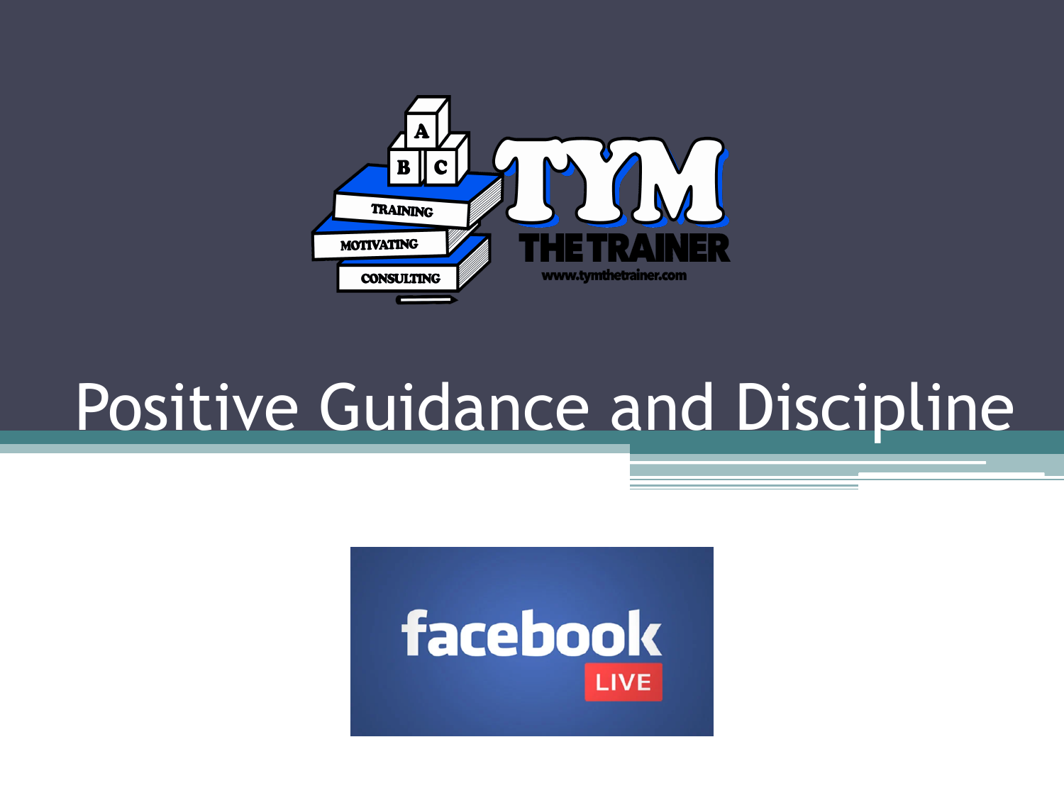# Positive Guidance and Discipline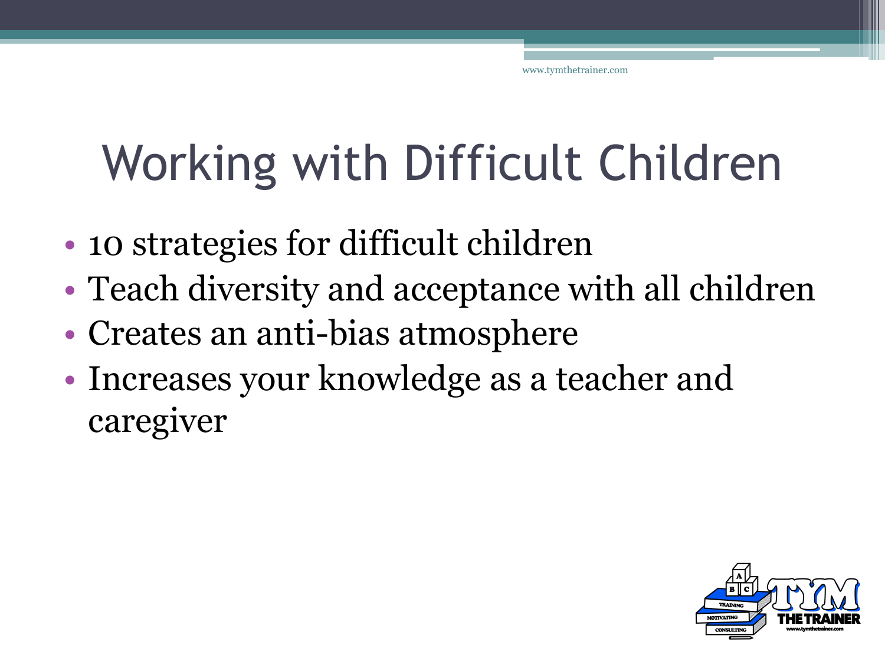# Working with Difficult Children

- 10 strategies for difficult children
- Teach diversity and acceptance with all children
- Creates an anti-bias atmosphere
- Increases your knowledge as a teacher and caregiver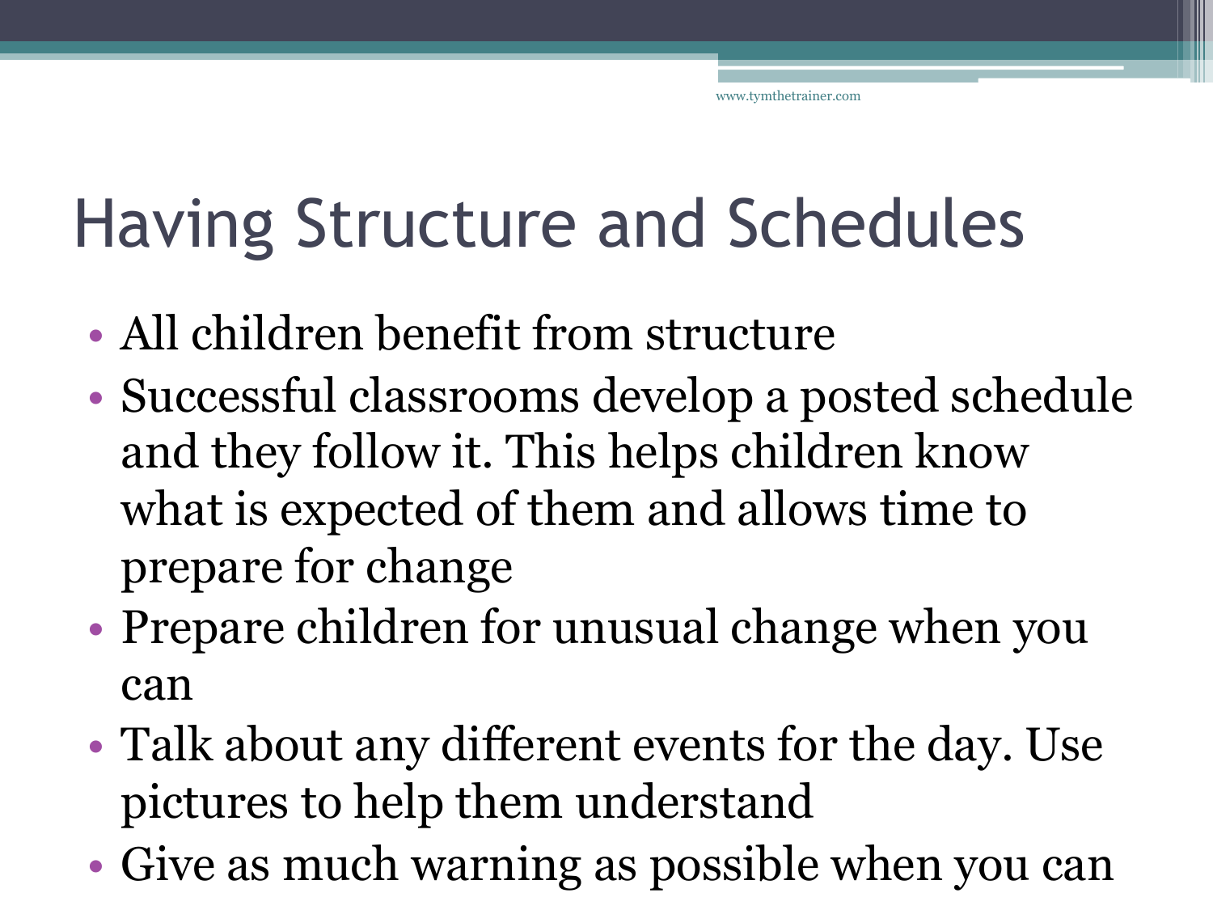# Having Structure and Schedules

- All children benefit from structure
- Successful classrooms develop a posted schedule and they follow it. This helps children know what is expected of them and allows time to prepare for change
- Prepare children for unusual change when you can
- Talk about any different events for the day. Use pictures to help them understand
- Give as much warning as possible when you can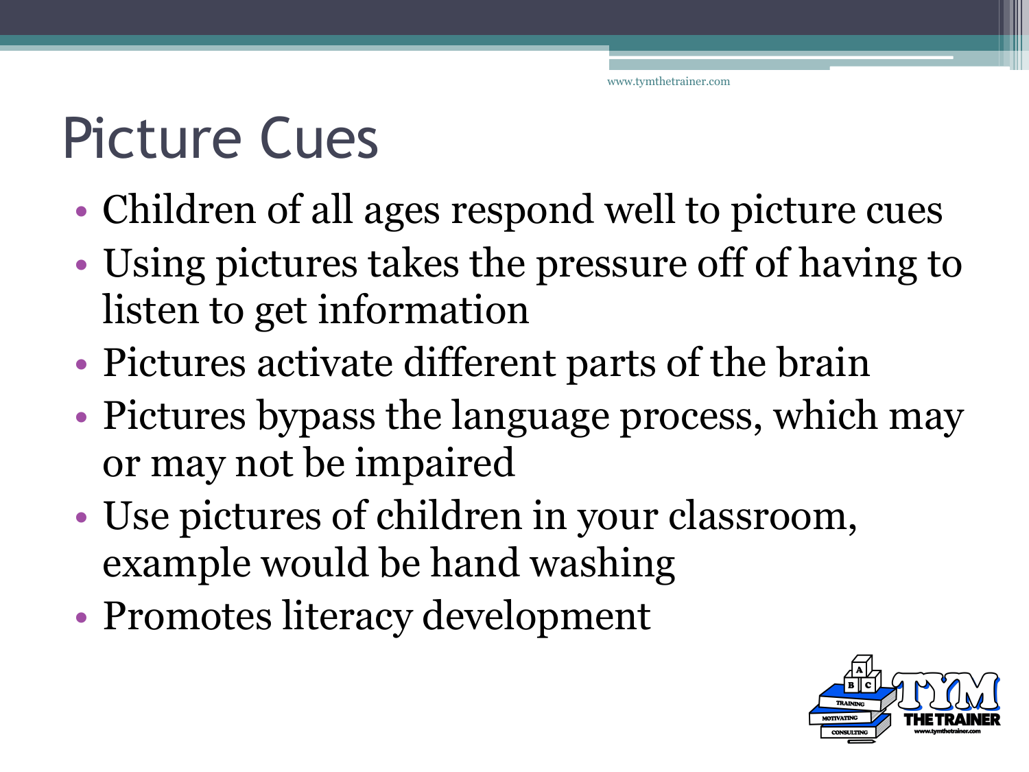# Picture Cues

- Children of all ages respond well to picture cues
- Using pictures takes the pressure off of having to listen to get information
- Pictures activate different parts of the brain
- Pictures bypass the language process, which may or may not be impaired
- Use pictures of children in your classroom, example would be hand washing
- Promotes literacy development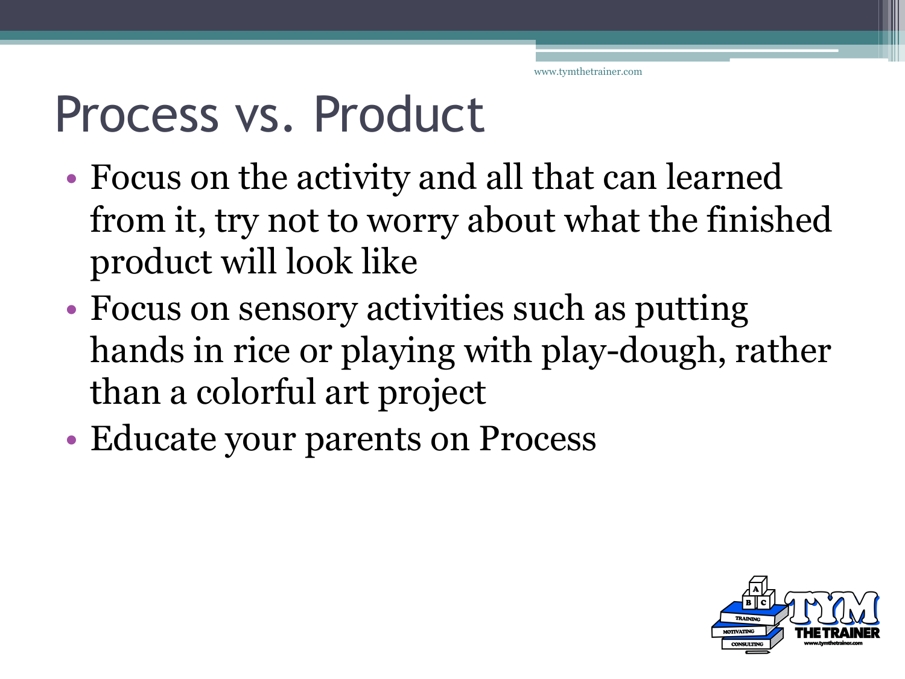# Process vs. Product

- Focus on the activity and all that can learned from it, try not to worry about what the finished product will look like
- Focus on sensory activities such as putting hands in rice or playing with play-dough, rather than a colorful art project
- Educate your parents on Process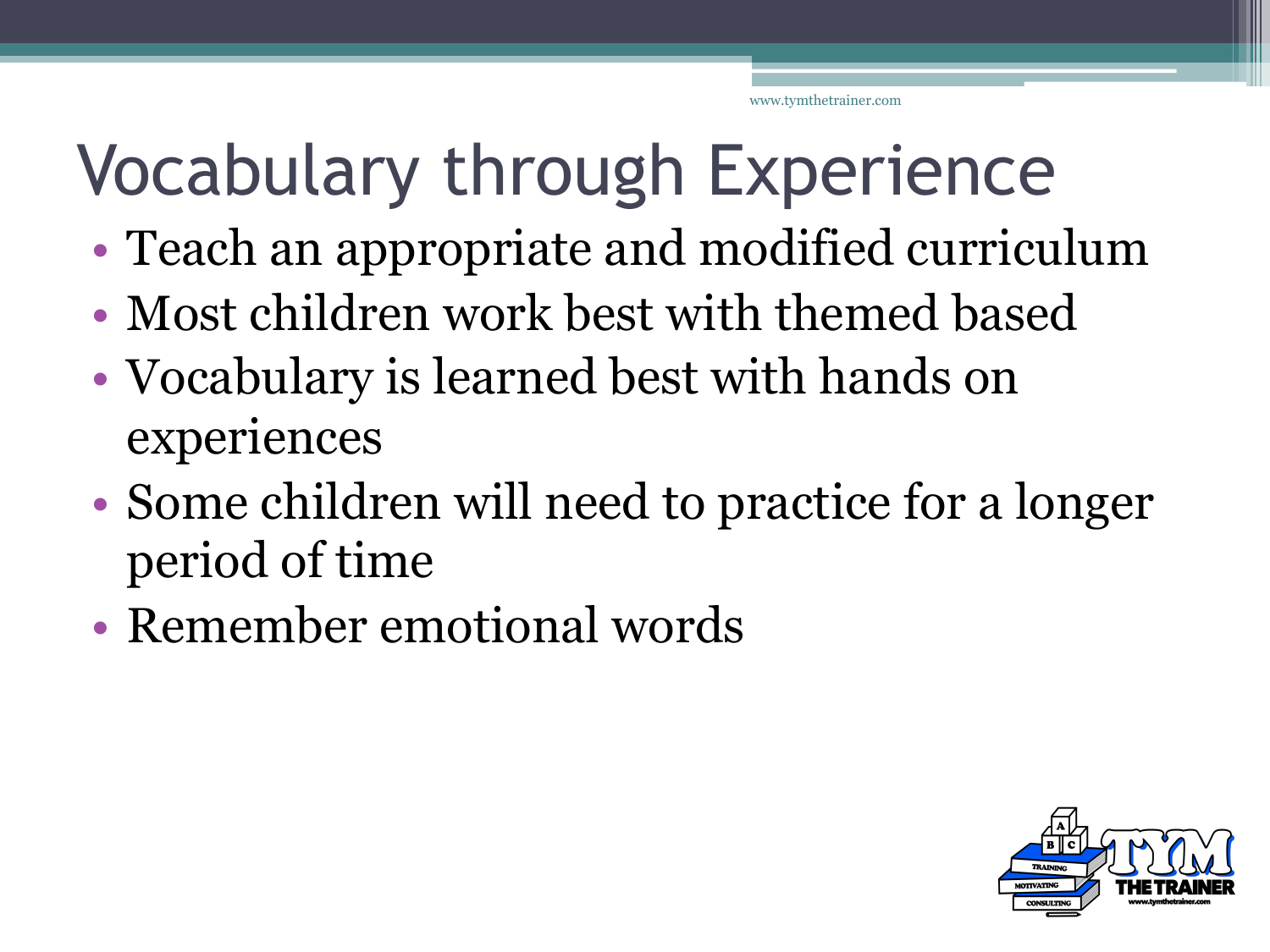# Vocabulary through Experience

- Teach an appropriate and modified curriculum
- Most children work best with themed based
- Vocabulary is learned best with hands on experiences
- Some children will need to practice for a longer period of time
- Remember emotional words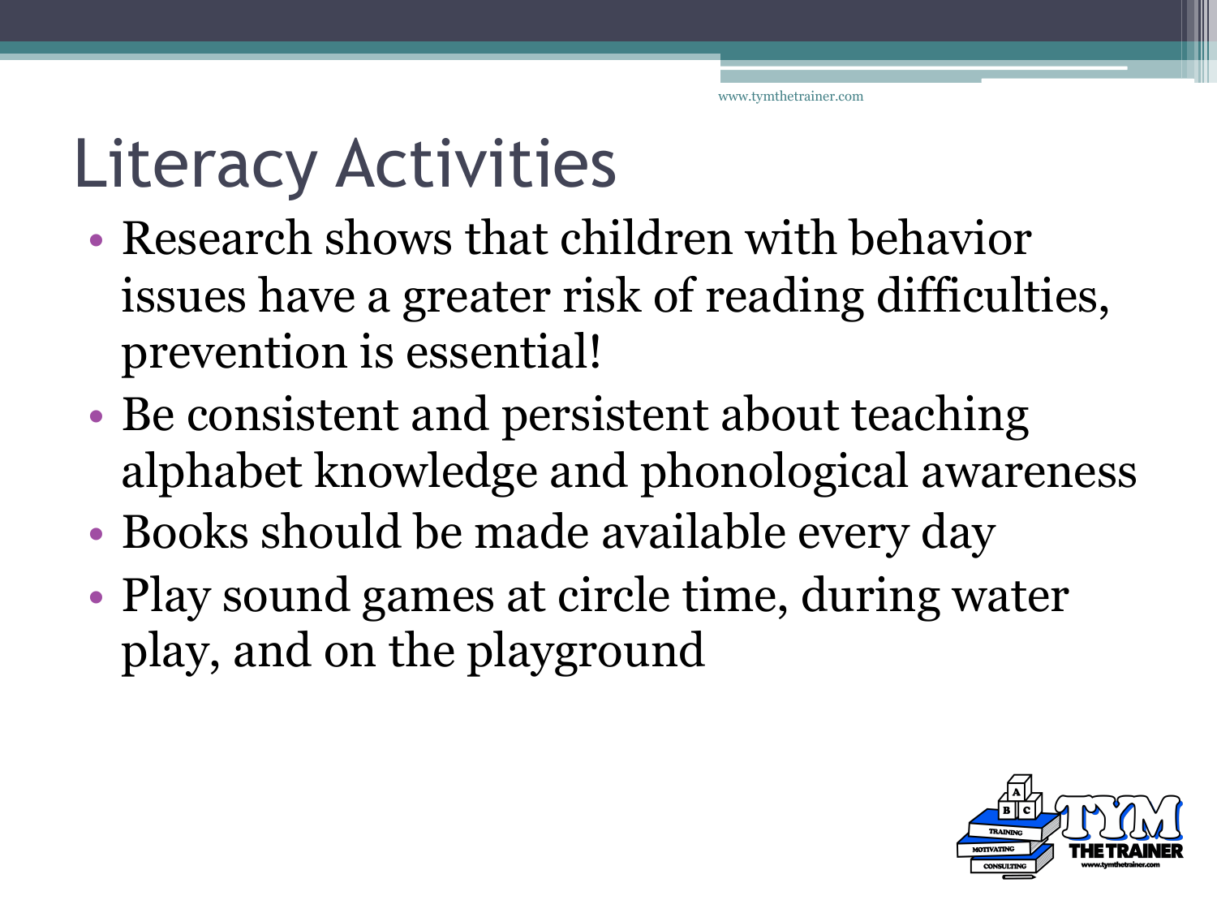# Literacy Activities

- Research shows that children with behavior issues have a greater risk of reading difficulties, prevention is essential!
- Be consistent and persistent about teaching alphabet knowledge and phonological awareness
- Books should be made available every day
- Play sound games at circle time, during water play, and on the playground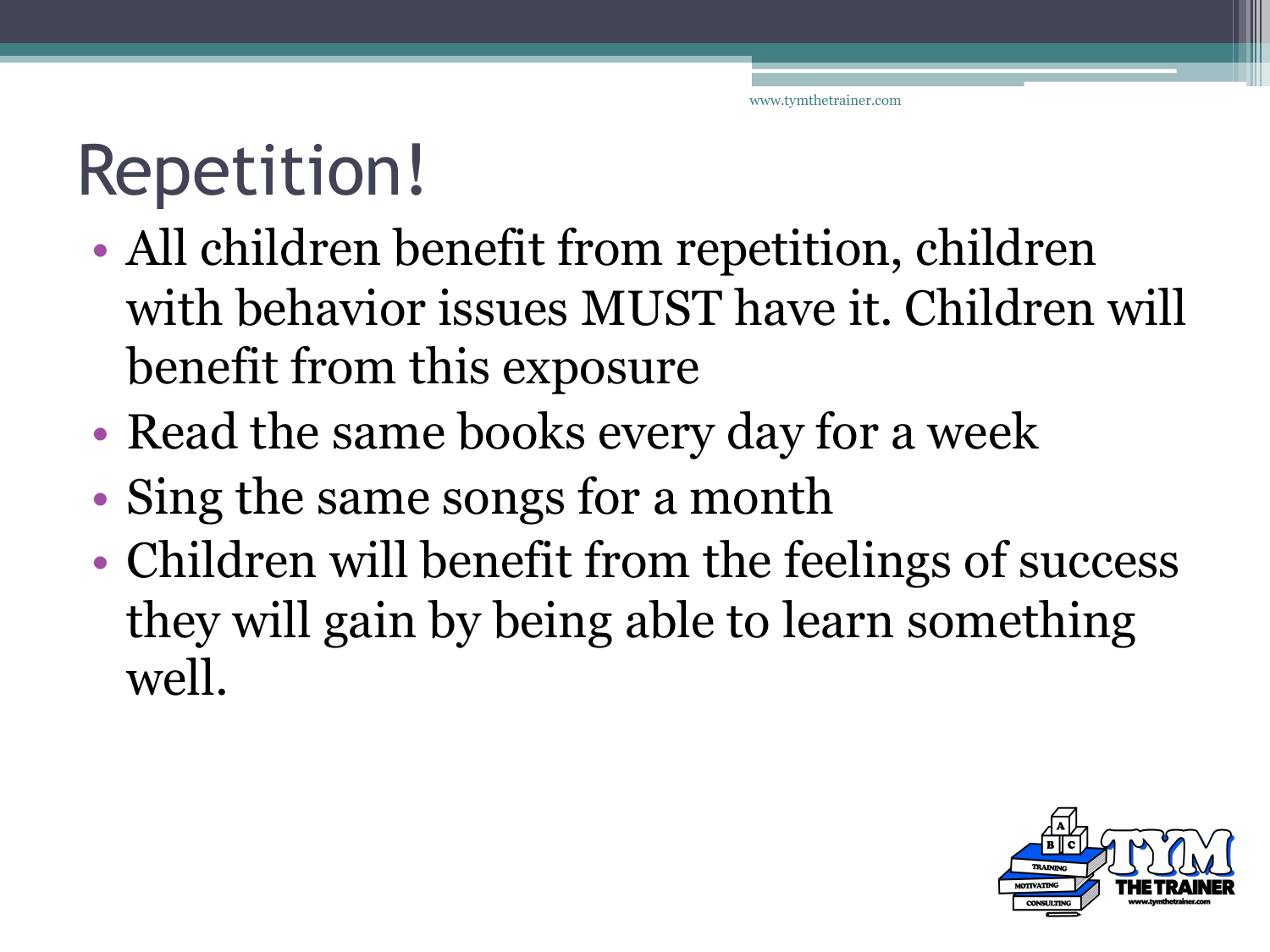# Repetition!

- All children benefit from repetition, children with behavior issues MUST have it. Children will benefit from this exposure
- Read the same books every day for a week
- Sing the same songs for a month
- Children will benefit from the feelings of success they will gain by being able to learn something well.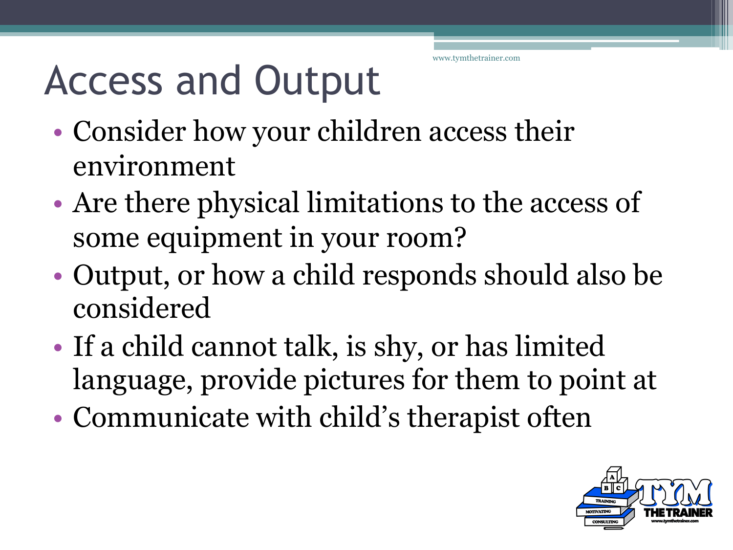# Access and Output

- Consider how your children access their environment
- Are there physical limitations to the access of some equipment in your room?
- Output, or how a child responds should also be considered
- If a child cannot talk, is shy, or has limited language, provide pictures for them to point at
- Communicate with child's therapist often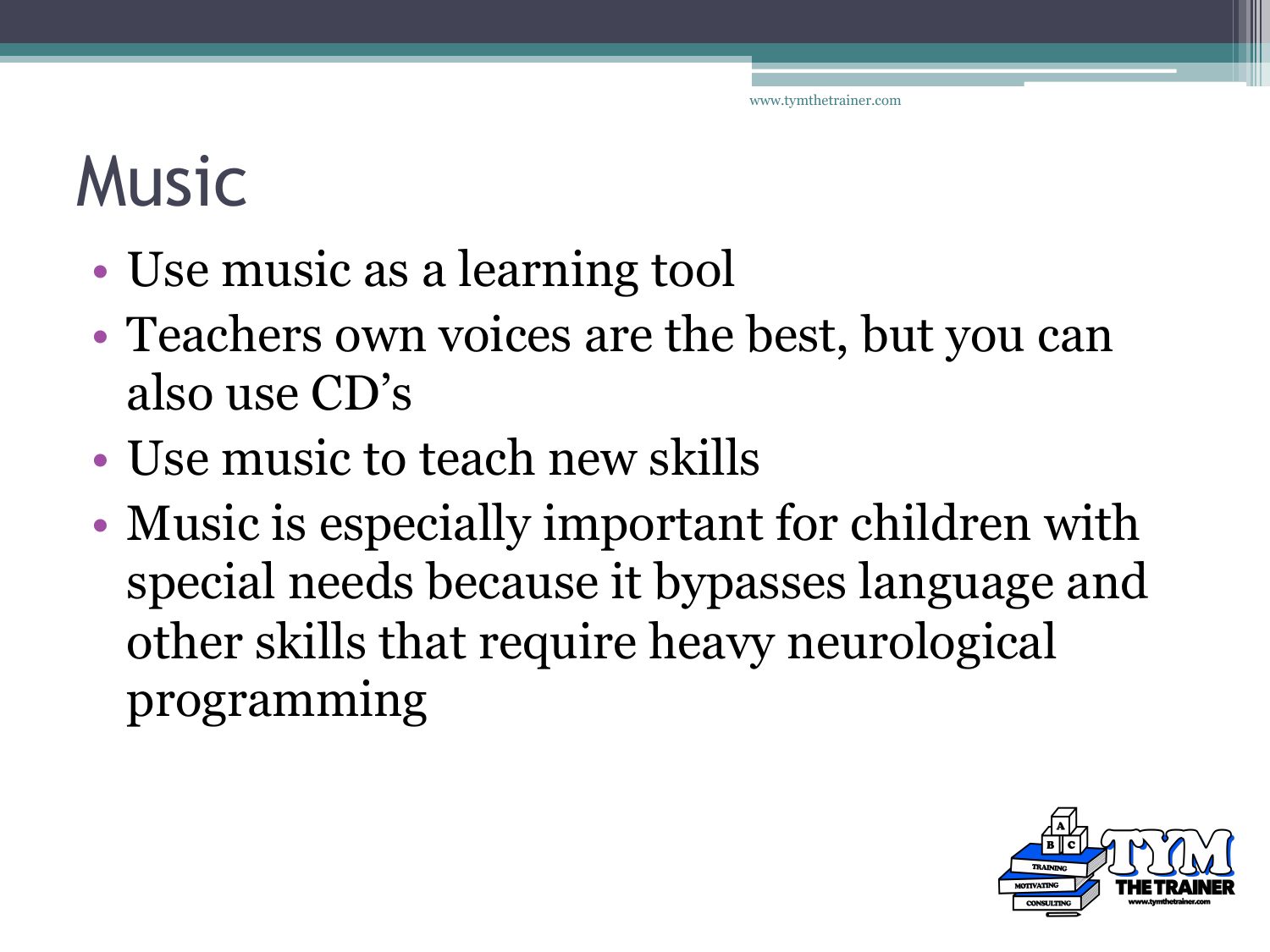# Music

- Use music as a learning tool
- Teachers own voices are the best, but you can also use CD's
- Use music to teach new skills
- Music is especially important for children with special needs because it bypasses language and other skills that require heavy neurological programming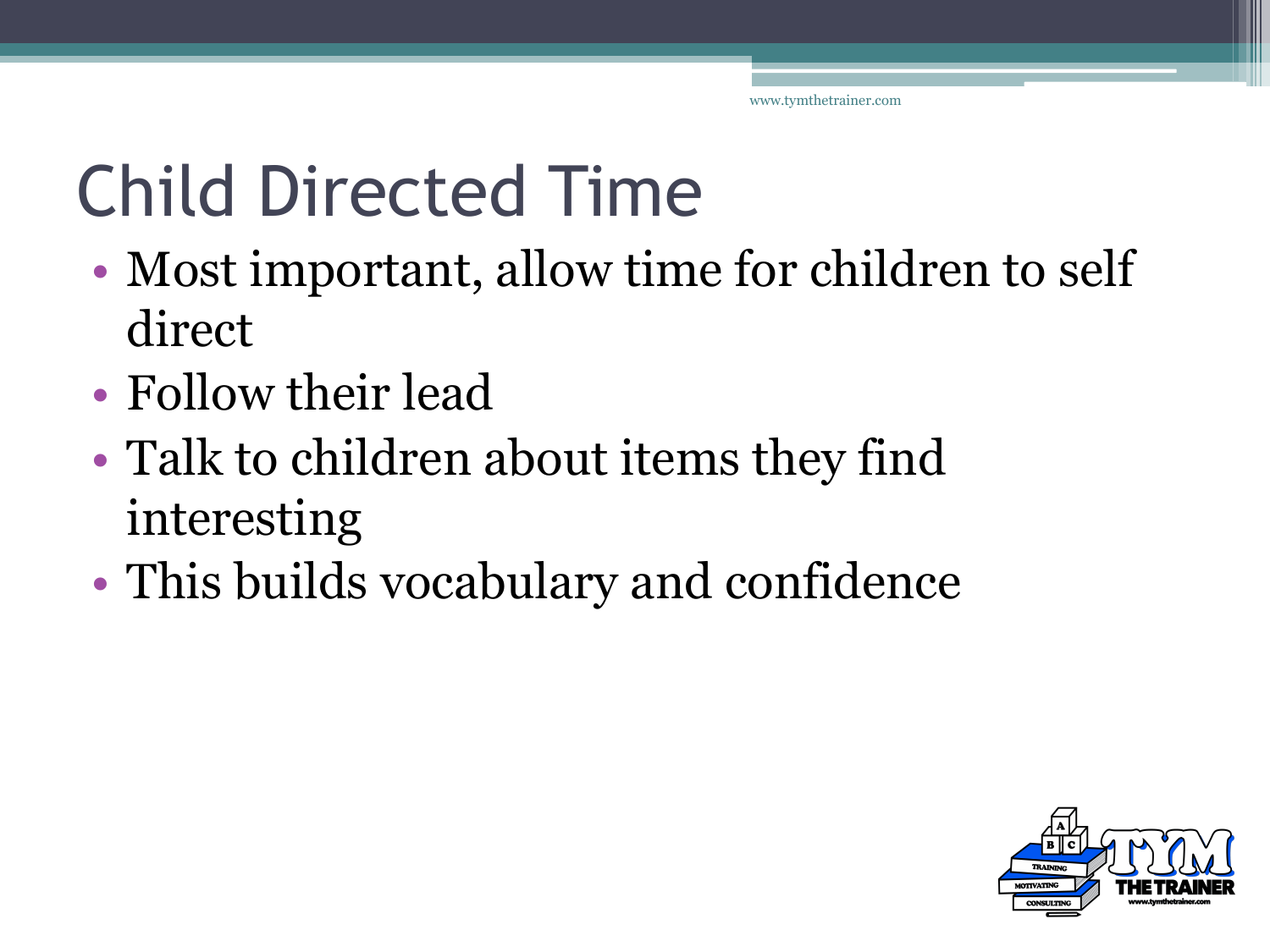# Child Directed Time

- Most important, allow time for children to self direct
- Follow their lead
- Talk to children about items they find interesting
- This builds vocabulary and confidence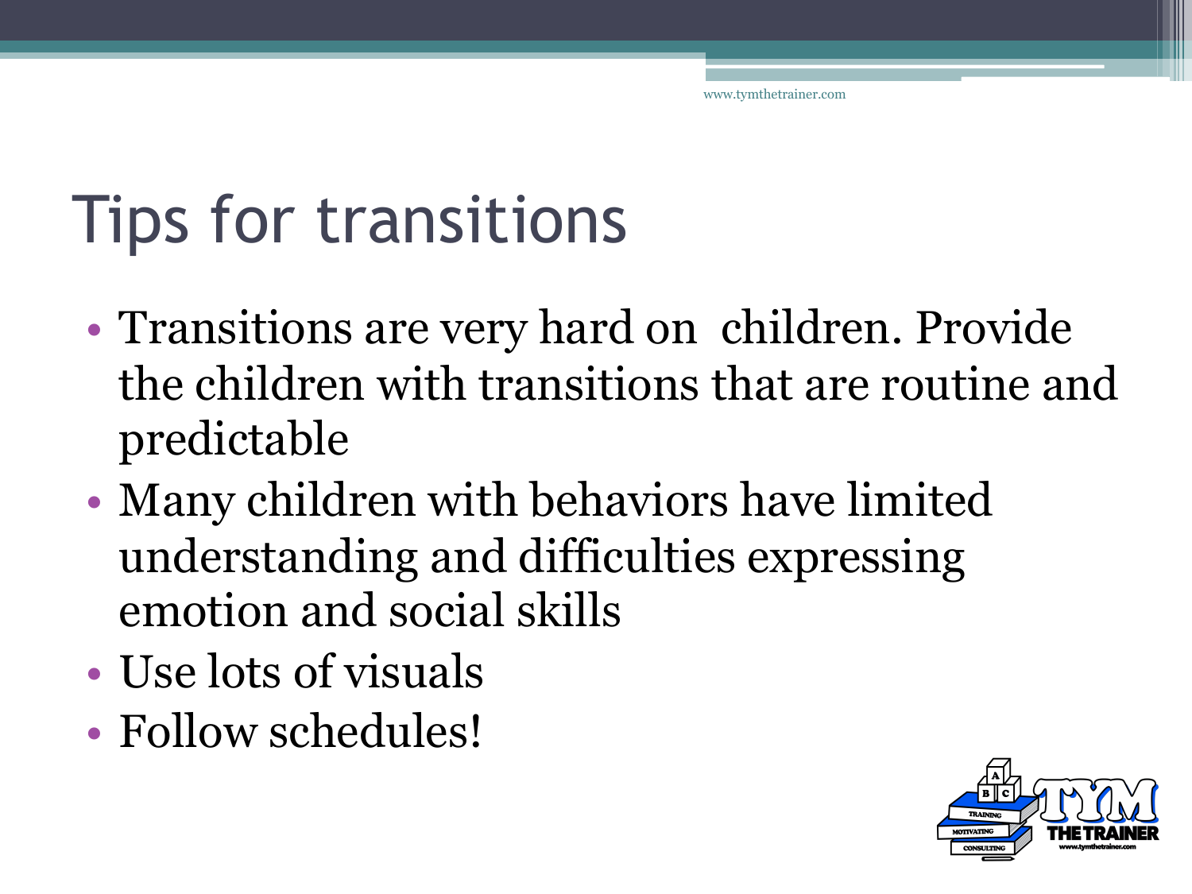# Tips for transitions

- Transitions are very hard on children. Provide the children with transitions that are routine and predictable
- Many children with behaviors have limited understanding and difficulties expressing emotion and social skills
- Use lots of visuals
- Follow schedules!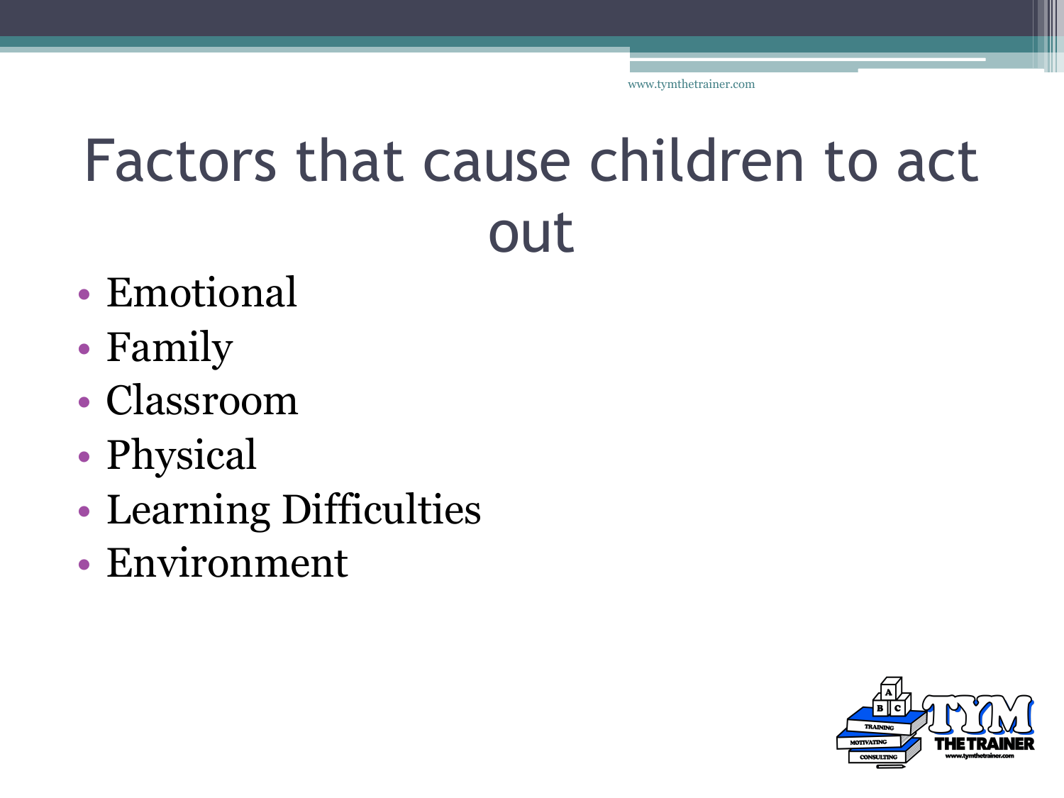# Factors that cause children to act out

- Emotional
- Family
- Classroom
- Physical
- Learning Difficulties
- Environment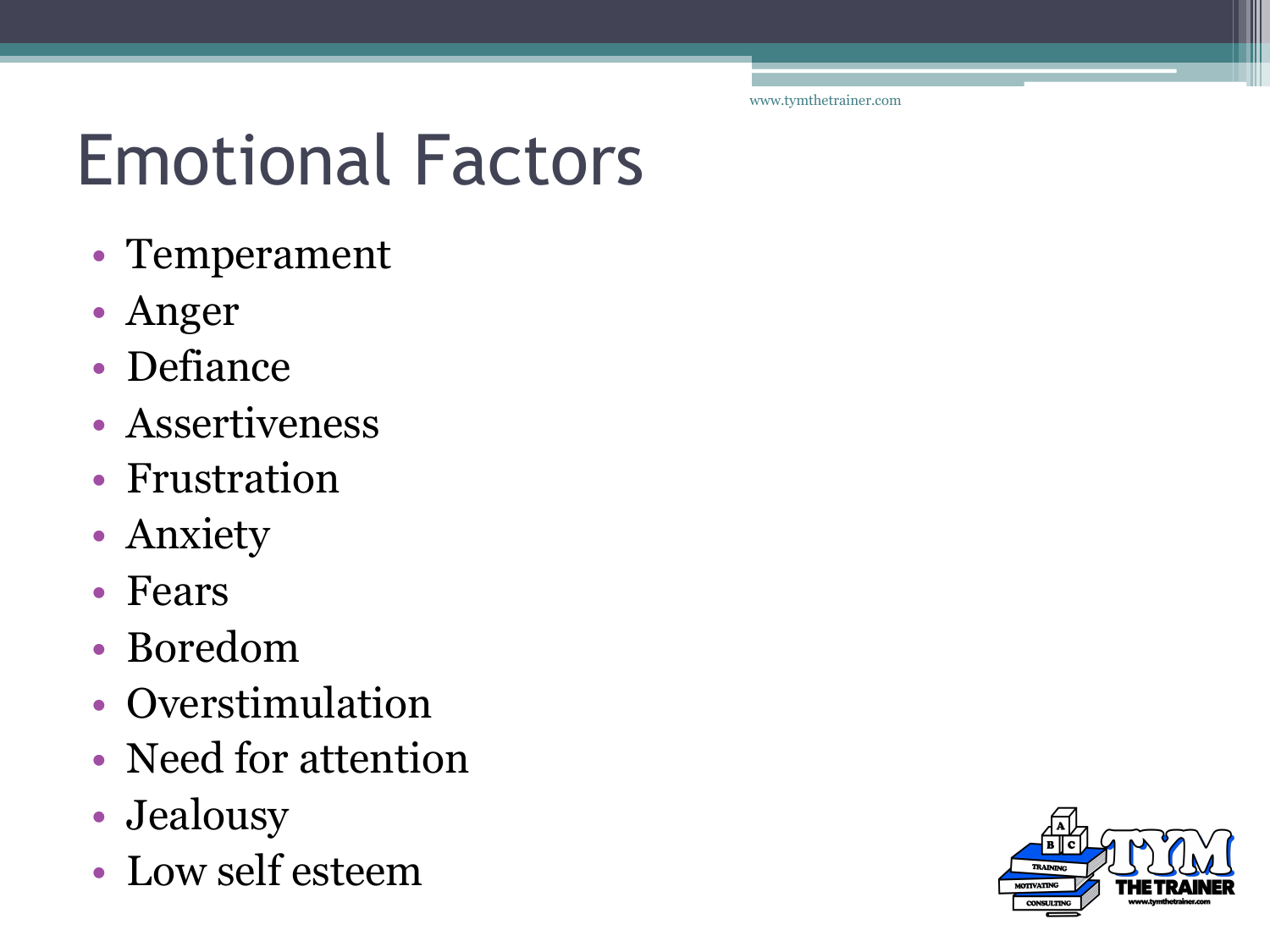# Emotional Factors

- Temperament
- Anger
- Defiance
- Assertiveness
- Frustration
- Anxiety
- Fears
- Boredom
- Overstimulation
- Need for attention
- Jealousy
- Low self esteem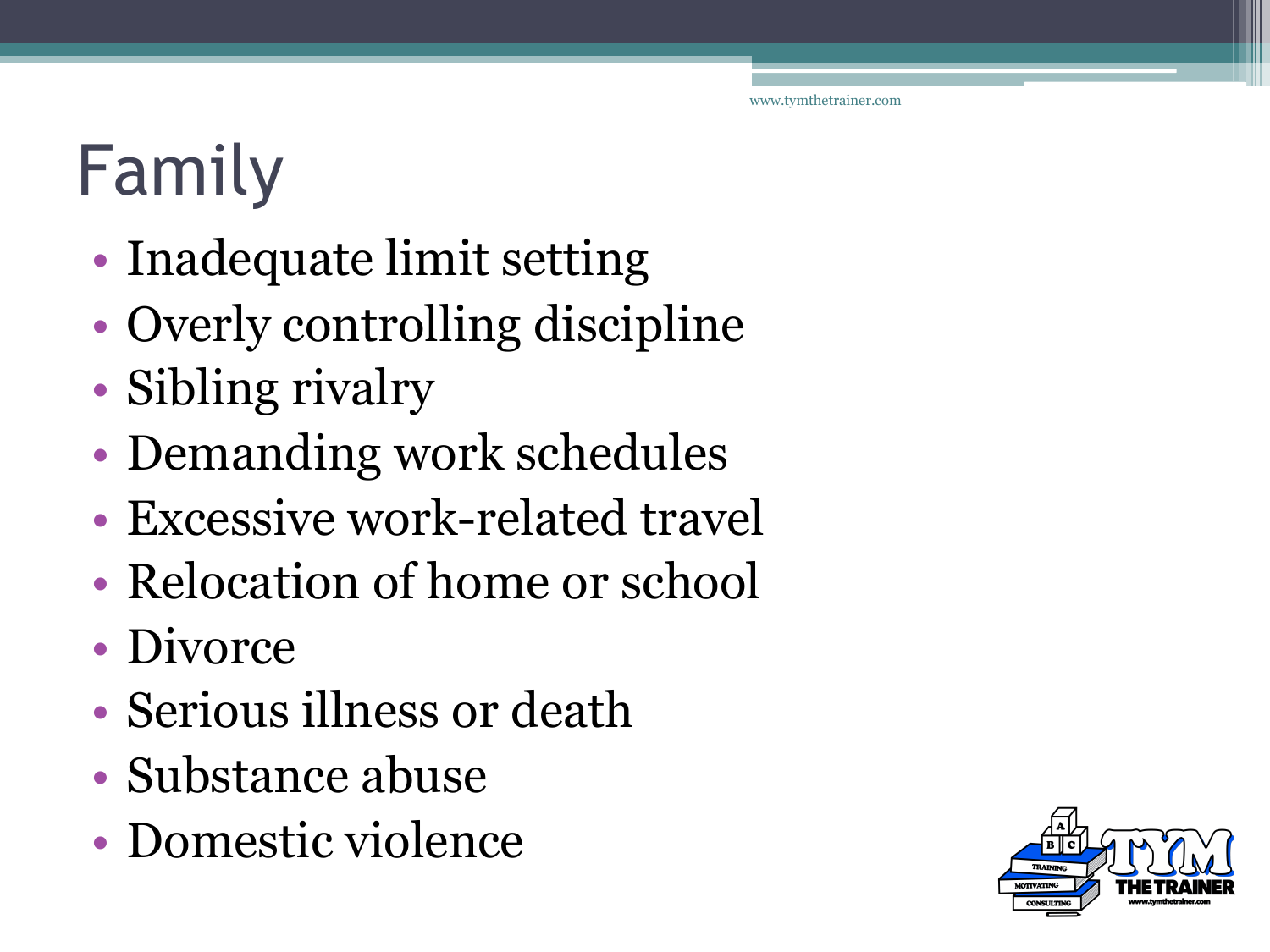# Family

- Inadequate limit setting
- Overly controlling discipline
- Sibling rivalry
- Demanding work schedules
- Excessive work-related travel
- Relocation of home or school
- Divorce
- Serious illness or death
- Substance abuse
- Domestic violence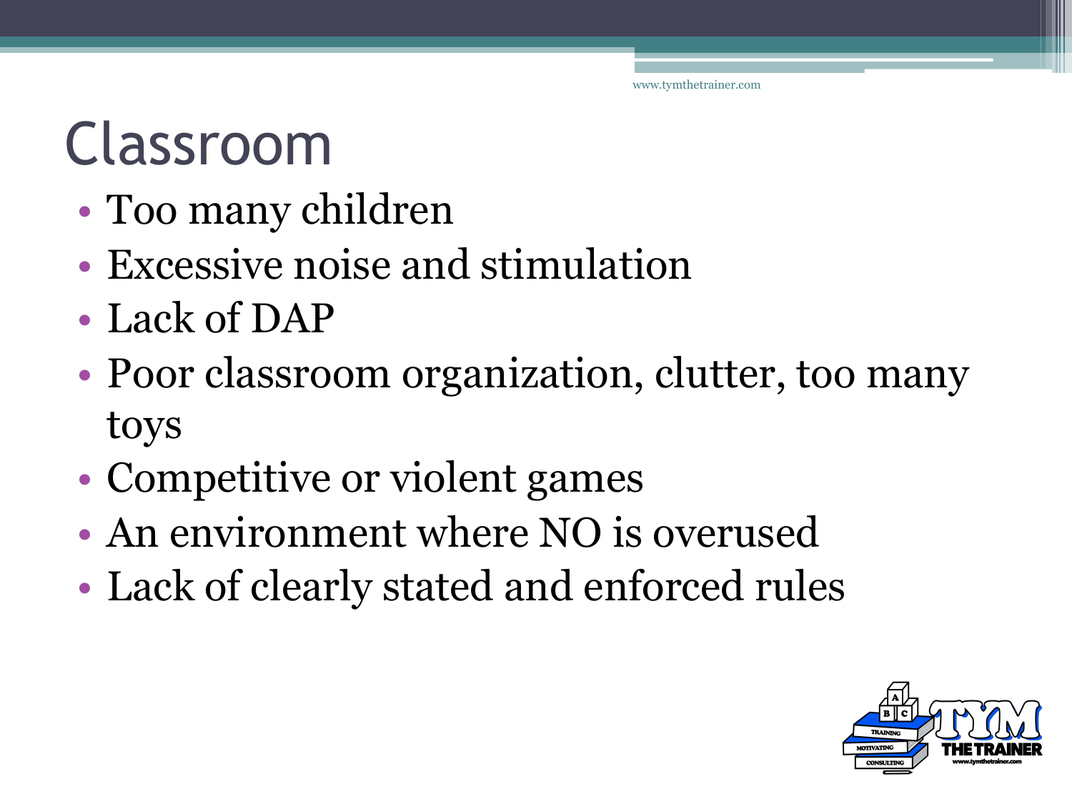# Classroom

- Too many children
- Excessive noise and stimulation
- Lack of DAP
- Poor classroom organization, clutter, too many toys
- Competitive or violent games
- An environment where NO is overused
- Lack of clearly stated and enforced rules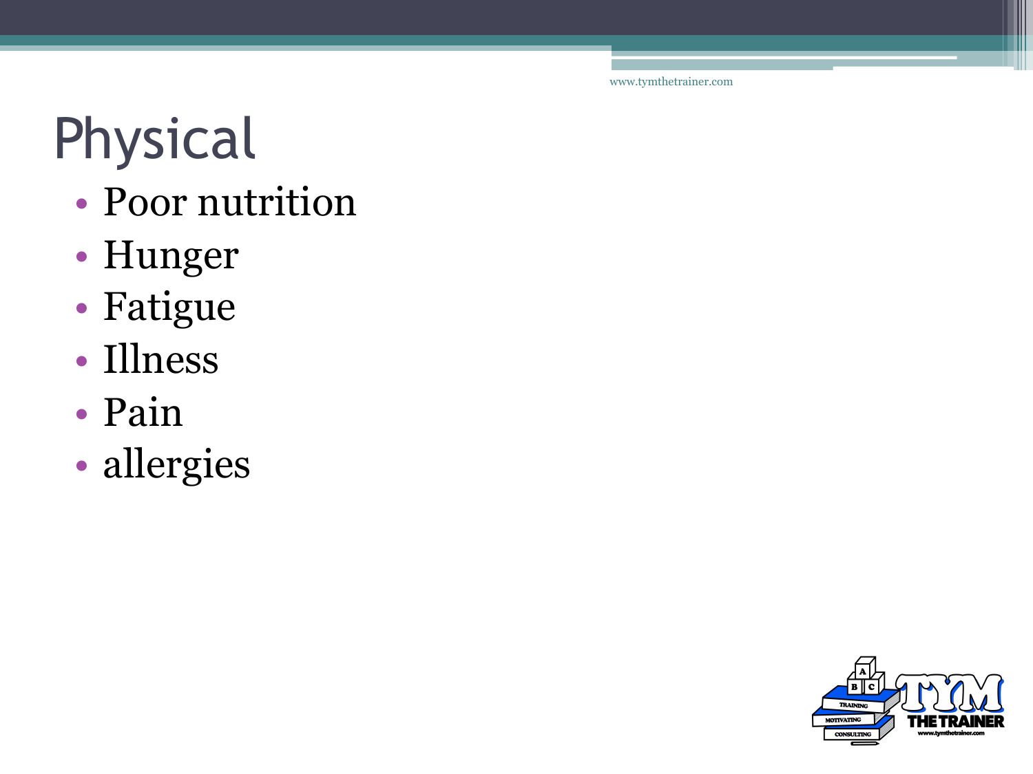# Physical

- Poor nutrition
- Hunger
- Fatigue
- Illness
- Pain
- allergies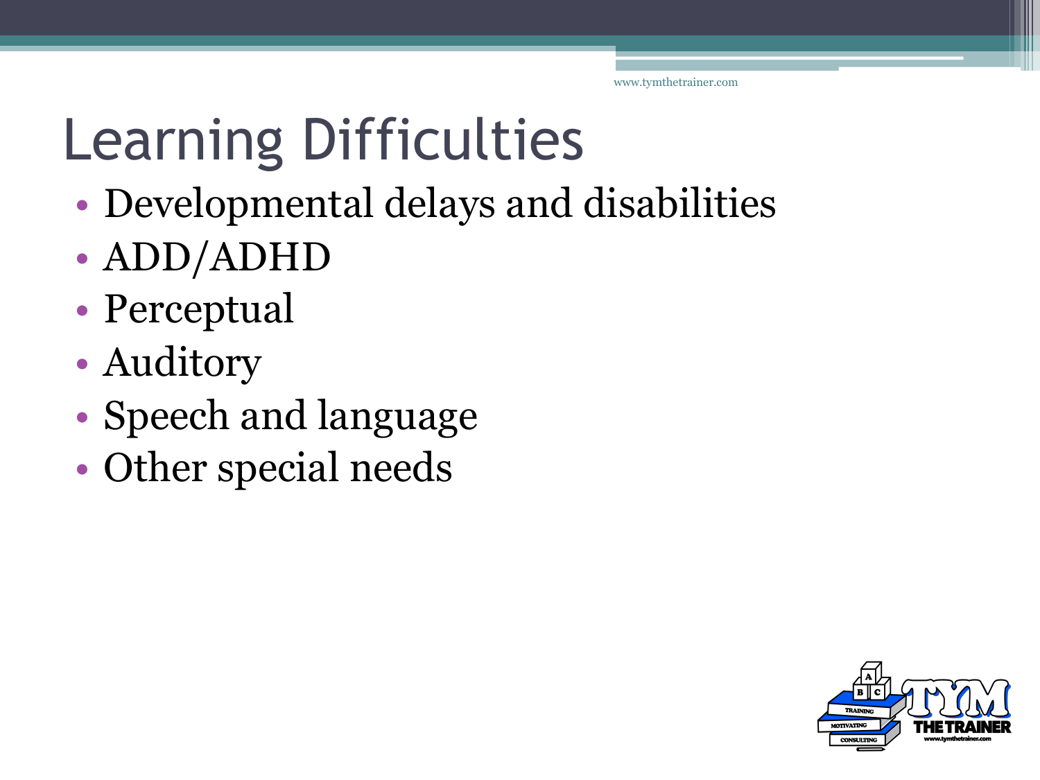# Learning Difficulties

- Developmental delays and disabilities
- ADD/ADHD
- Perceptual
- Auditory
- Speech and language
- Other special needs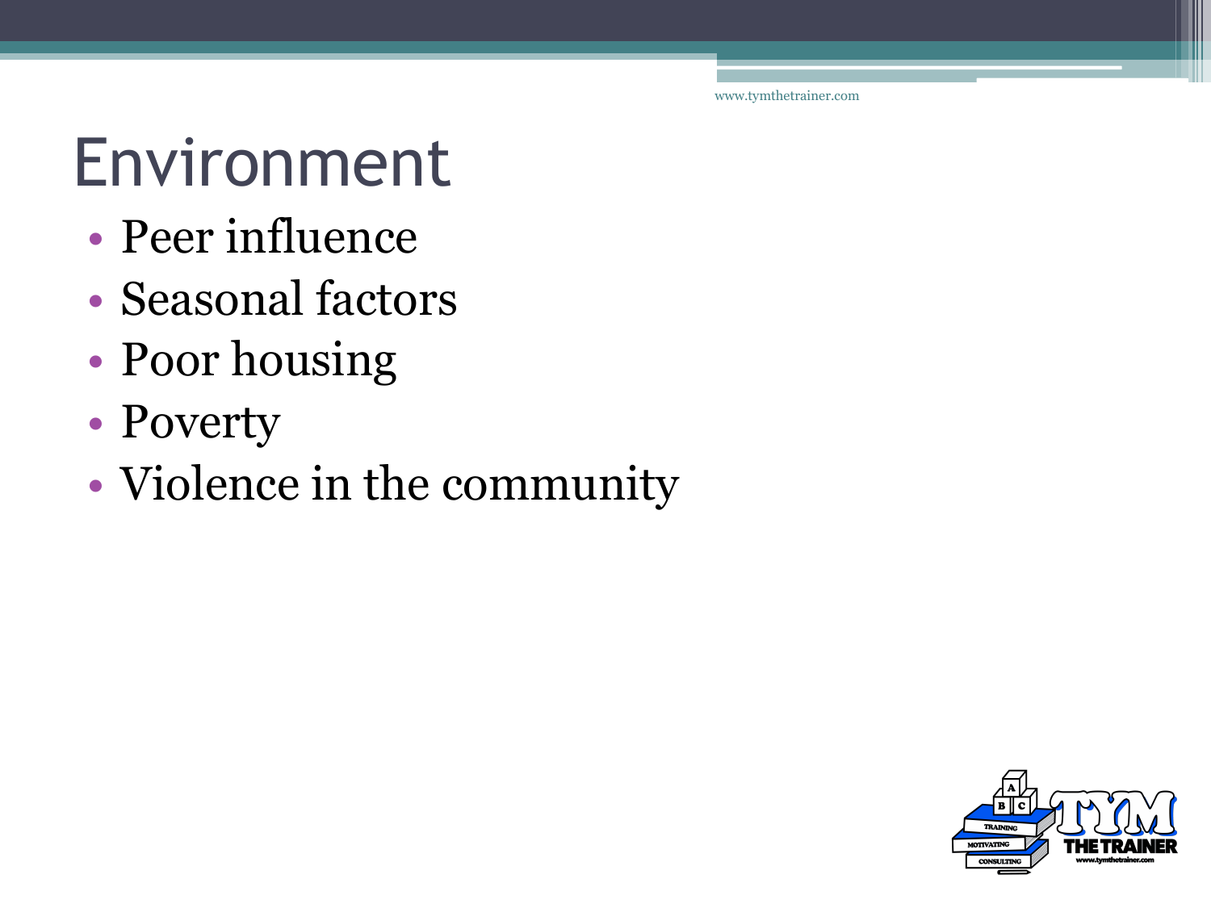# Environment

- Peer influence
- Seasonal factors
- Poor housing
- Poverty
- Violence in the community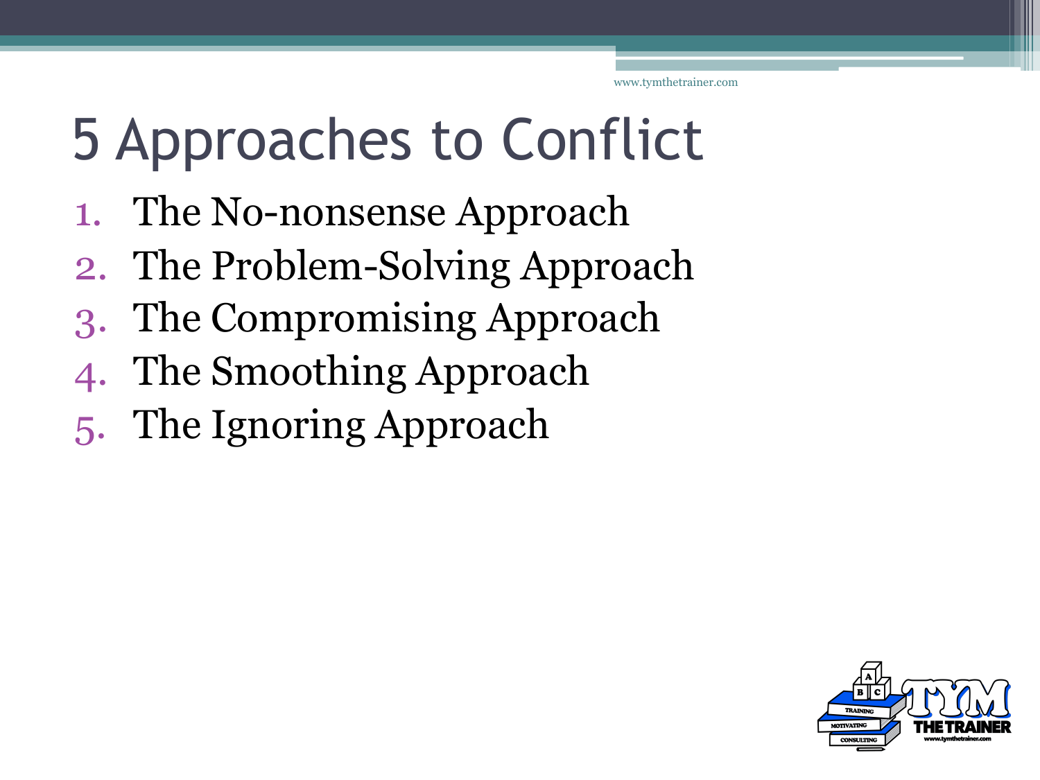# 5 Approaches to Conflict

1. The No-nonsense Approach
2. The Problem-Solving Approach
3. The Compromising Approach
4. The Smoothing Approach
5. The Ignoring Approach